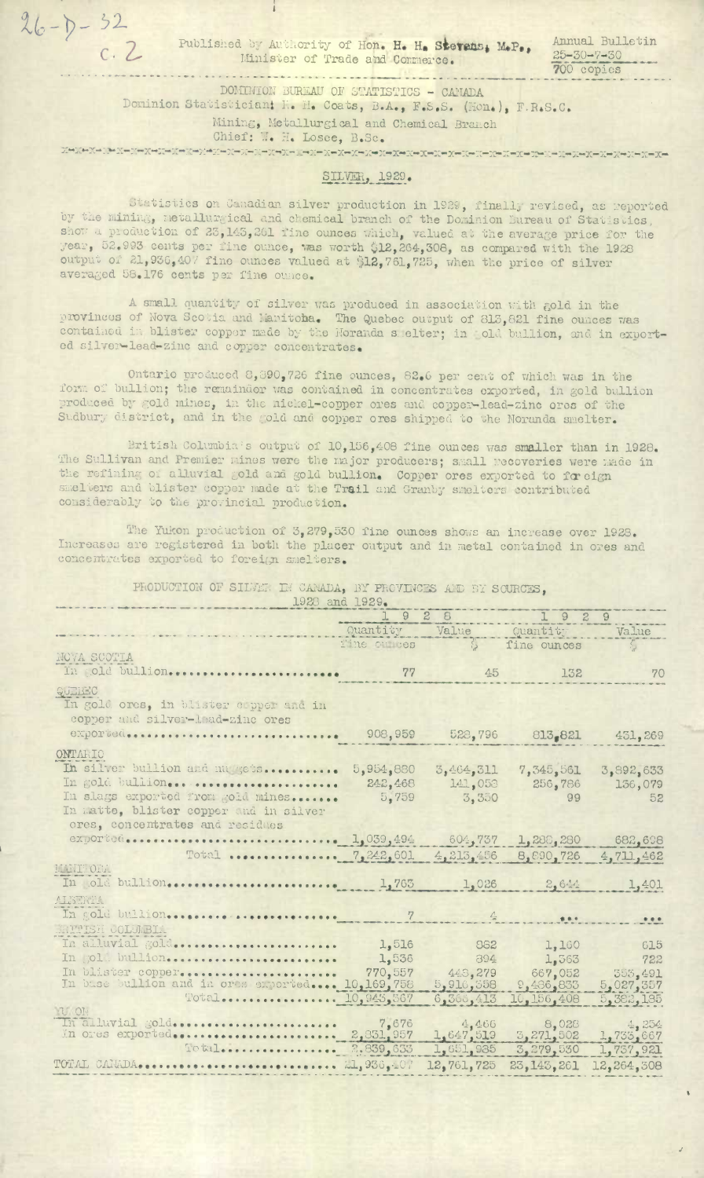26-D-32
C. 2

Published by Authority of Hon. H. H. Stevens, M.P., Minister of Trade and Commerce.

Annual Bulletin
25-30-7-30
700 copies

DOMINION BUREAU OF STATISTICS - CANADA
Dominion Statistician: R. H. Coats, B.A., F.S.S. (Hon.), F.R.S.C.
Mining, Metallurgical and Chemical Branch
Chief: W. H. Losee, B.Sc.

## SILVER, 1929.

Statistics on Canadian silver production in 1929, finally revised, as reported by the mining, metallurgical and chemical branch of the Dominion Bureau of Statistics, show a production of 23,143,261 fine ounces which, valued at the average price for the year, 52.993 cents per fine ounce, was worth $12,264,308, as compared with the 1928 output of 21,936,407 fine ounces valued at $12,761,725, when the price of silver averaged 58.176 cents per fine ounce.

A small quantity of silver was produced in association with gold in the provinces of Nova Scotia and Manitoba. The Quebec output of 813,821 fine ounces was contained in blister copper made by the Noranda smelter; in gold bullion, and in exported silver-lead-zinc and copper concentrates.

Ontario produced 8,890,726 fine ounces, 82.6 per cent of which was in the form of bullion; the remainder was contained in concentrates exported, in gold bullion produced by gold mines, in the nickel-copper ores and copper-lead-zinc ores of the Sudbury district, and in the gold and copper ores shipped to the Noranda smelter.

British Columbia's output of 10,156,408 fine ounces was smaller than in 1928. The Sullivan and Premier mines were the major producers; small recoveries were made in the refining of alluvial gold and gold bullion. Copper ores exported to foreign smelters and blister copper made at the Trail and Granby smelters contributed considerably to the provincial production.

The Yukon production of 3,279,530 fine ounces shows an increase over 1928. Increases are registered in both the placer output and in metal contained in ores and concentrates exported to foreign smelters.

PRODUCTION OF SILVER IN CANADA, BY PROVINCES AND BY SOURCES, 1928 and 1929.

| | 1928 | | 1929 | |
|---|---|---|---|---|
| | Quantity | Value | Quantity | Value |
| | fine ounces | $ | fine ounces | $ |
| **NOVA SCOTIA** | | | | |
| In gold bullion | 77 | 45 | 132 | 70 |
| **QUEBEC** | | | | |
| In gold ores, in blister copper and in copper and silver-lead-zinc ores exported | 908,959 | 528,796 | 813,821 | 431,269 |
| **ONTARIO** | | | | |
| In silver bullion and nuggets | 5,954,880 | 3,464,311 | 7,345,561 | 3,892,633 |
| In gold bullion | 242,468 | 141,058 | 256,786 | 136,079 |
| In slags exported from gold mines | 5,759 | 3,350 | 99 | 52 |
| In matte, blister copper and in silver ores, concentrates and residues exported | 1,039,494 | 604,737 | 1,288,280 | 682,698 |
| Total | 7,242,601 | 4,213,456 | 8,890,726 | 4,711,462 |
| **MANITOBA** | | | | |
| In gold bullion | 1,763 | 1,026 | 2,644 | 1,401 |
| **ALBERTA** | | | | |
| In gold bullion | 7 | 4 | ... | ... |
| **BRITISH COLUMBIA** | | | | |
| In alluvial gold | 1,516 | 882 | 1,160 | 615 |
| In gold bullion | 1,536 | 894 | 1,363 | 722 |
| In blister copper | 770,557 | 448,279 | 667,052 | 353,491 |
| In base bullion and in ores exported | 10,169,758 | 5,916,358 | 9,486,833 | 5,027,357 |
| Total | 10,943,367 | 6,366,413 | 10,156,408 | 5,382,185 |
| **YUKON** | | | | |
| In alluvial gold | 7,676 | 4,466 | 8,028 | 4,254 |
| In ores exported | 2,831,957 | 1,647,519 | 3,271,502 | 1,733,667 |
| Total | 2,839,633 | 1,651,985 | 3,279,530 | 1,737,921 |
| TOTAL CANADA | 21,936,407 | 12,761,725 | 23,143,261 | 12,264,308 |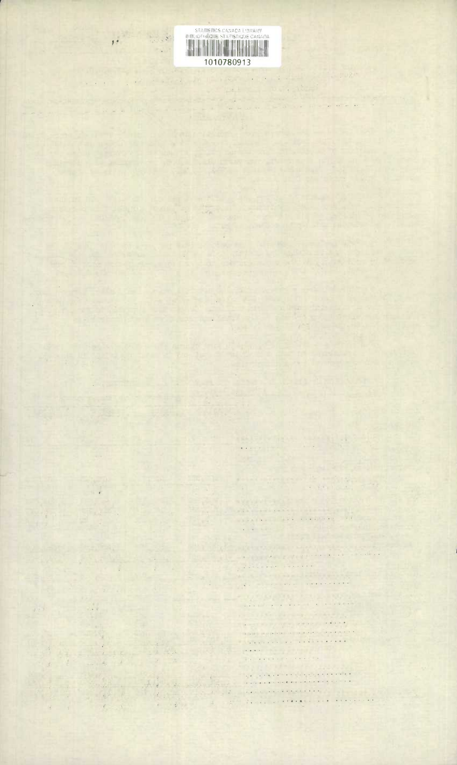STATISTICS CANADA LIBRARY
BIBLIOTHÈQUE STATISTIQUE CANADA

1010780913